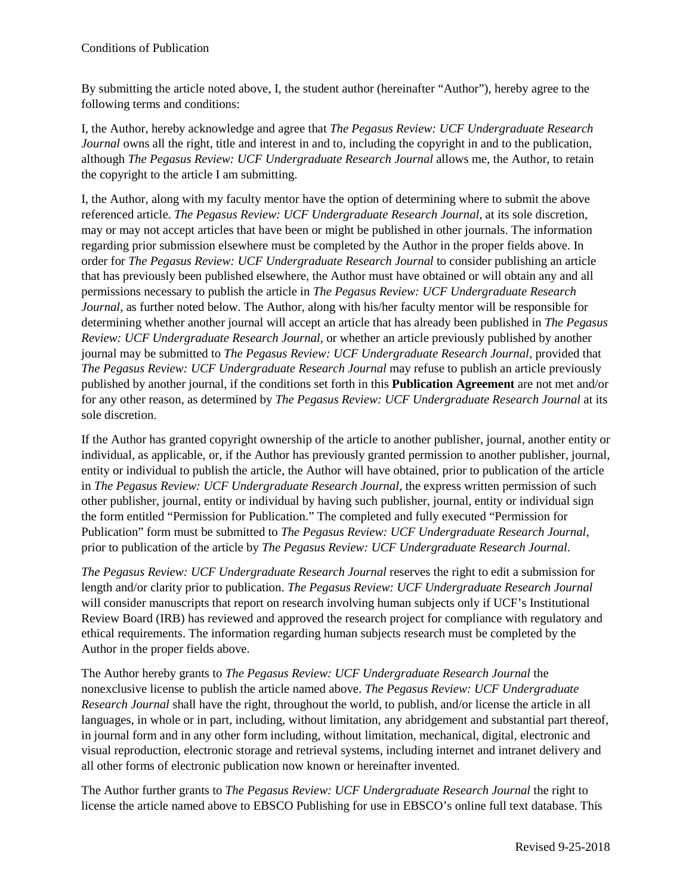Conditions of Publication

By submitting the article noted above, I, the student author (hereinafter "Author"), hereby agree to the following terms and conditions:

I, the Author, hereby acknowledge and agree that *The Pegasus Review: UCF Undergraduate Research Journal* owns all the right, title and interest in and to, including the copyright in and to the publication, although *The Pegasus Review: UCF Undergraduate Research Journal* allows me, the Author, to retain the copyright to the article I am submitting.

I, the Author, along with my faculty mentor have the option of determining where to submit the above referenced article. *The Pegasus Review: UCF Undergraduate Research Journal*, at its sole discretion, may or may not accept articles that have been or might be published in other journals. The information regarding prior submission elsewhere must be completed by the Author in the proper fields above. In order for *The Pegasus Review: UCF Undergraduate Research Journal* to consider publishing an article that has previously been published elsewhere, the Author must have obtained or will obtain any and all permissions necessary to publish the article in *The Pegasus Review: UCF Undergraduate Research Journal*, as further noted below. The Author, along with his/her faculty mentor will be responsible for determining whether another journal will accept an article that has already been published in *The Pegasus Review: UCF Undergraduate Research Journal*, or whether an article previously published by another journal may be submitted to *The Pegasus Review: UCF Undergraduate Research Journal*, provided that *The Pegasus Review: UCF Undergraduate Research Journal* may refuse to publish an article previously published by another journal, if the conditions set forth in this **Publication Agreement** are not met and/or for any other reason, as determined by *The Pegasus Review: UCF Undergraduate Research Journal* at its sole discretion.

If the Author has granted copyright ownership of the article to another publisher, journal, another entity or individual, as applicable, or, if the Author has previously granted permission to another publisher, journal, entity or individual to publish the article, the Author will have obtained, prior to publication of the article in *The Pegasus Review: UCF Undergraduate Research Journal*, the express written permission of such other publisher, journal, entity or individual by having such publisher, journal, entity or individual sign the form entitled "Permission for Publication." The completed and fully executed "Permission for Publication" form must be submitted to *The Pegasus Review: UCF Undergraduate Research Journal*, prior to publication of the article by *The Pegasus Review: UCF Undergraduate Research Journal*.

*The Pegasus Review: UCF Undergraduate Research Journal* reserves the right to edit a submission for length and/or clarity prior to publication. *The Pegasus Review: UCF Undergraduate Research Journal* will consider manuscripts that report on research involving human subjects only if UCF's Institutional Review Board (IRB) has reviewed and approved the research project for compliance with regulatory and ethical requirements. The information regarding human subjects research must be completed by the Author in the proper fields above.

The Author hereby grants to *The Pegasus Review: UCF Undergraduate Research Journal* the nonexclusive license to publish the article named above. *The Pegasus Review: UCF Undergraduate Research Journal* shall have the right, throughout the world, to publish, and/or license the article in all languages, in whole or in part, including, without limitation, any abridgement and substantial part thereof, in journal form and in any other form including, without limitation, mechanical, digital, electronic and visual reproduction, electronic storage and retrieval systems, including internet and intranet delivery and all other forms of electronic publication now known or hereinafter invented.

The Author further grants to *The Pegasus Review: UCF Undergraduate Research Journal* the right to license the article named above to EBSCO Publishing for use in EBSCO's online full text database. This

Revised 9-25-2018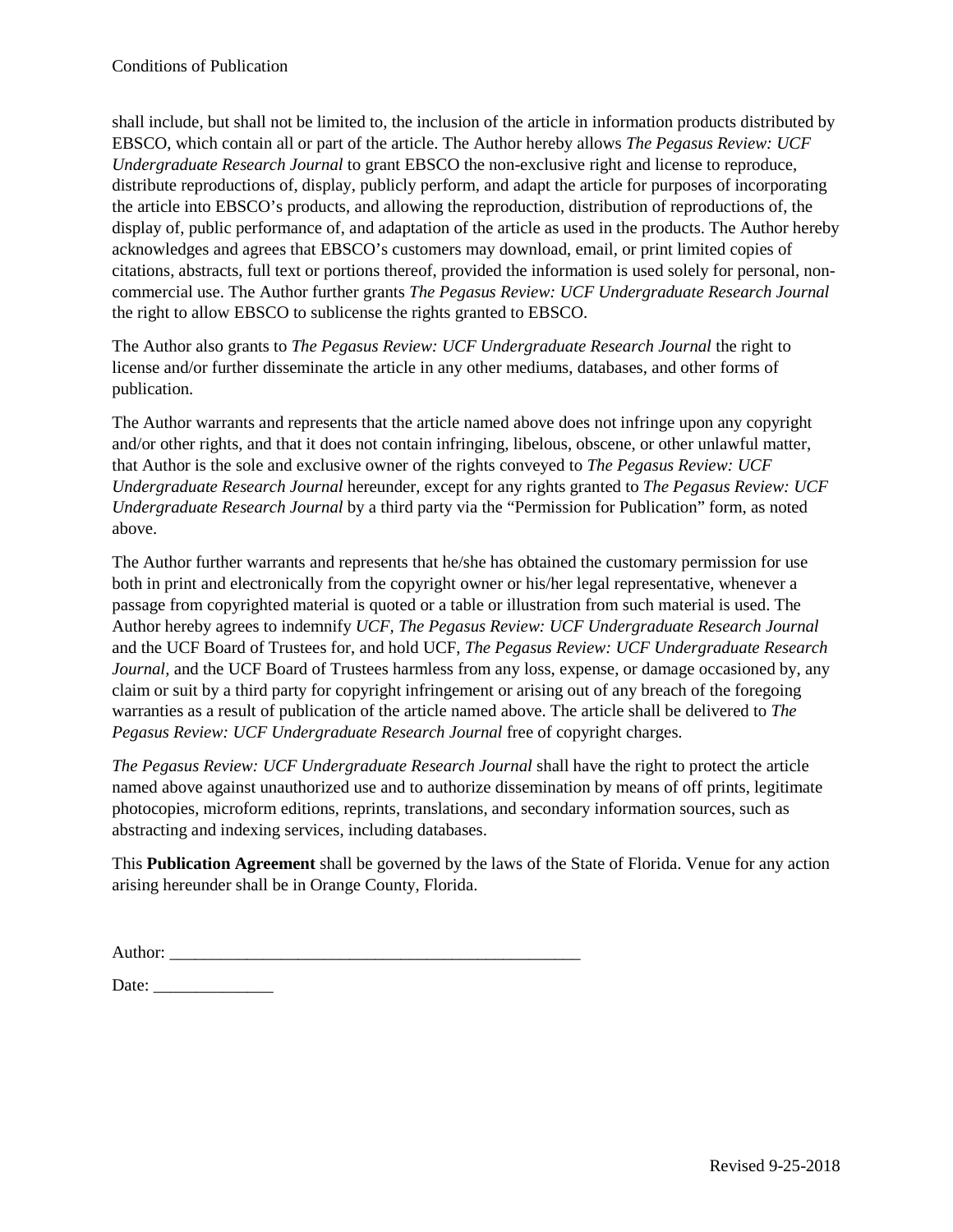shall include, but shall not be limited to, the inclusion of the article in information products distributed by EBSCO, which contain all or part of the article. The Author hereby allows *The Pegasus Review: UCF Undergraduate Research Journal* to grant EBSCO the non-exclusive right and license to reproduce, distribute reproductions of, display, publicly perform, and adapt the article for purposes of incorporating the article into EBSCO's products, and allowing the reproduction, distribution of reproductions of, the display of, public performance of, and adaptation of the article as used in the products. The Author hereby acknowledges and agrees that EBSCO's customers may download, email, or print limited copies of citations, abstracts, full text or portions thereof, provided the information is used solely for personal, non-commercial use. The Author further grants *The Pegasus Review: UCF Undergraduate Research Journal* the right to allow EBSCO to sublicense the rights granted to EBSCO.

The Author also grants to *The Pegasus Review: UCF Undergraduate Research Journal* the right to license and/or further disseminate the article in any other mediums, databases, and other forms of publication.

The Author warrants and represents that the article named above does not infringe upon any copyright and/or other rights, and that it does not contain infringing, libelous, obscene, or other unlawful matter, that Author is the sole and exclusive owner of the rights conveyed to *The Pegasus Review: UCF Undergraduate Research Journal* hereunder, except for any rights granted to *The Pegasus Review: UCF Undergraduate Research Journal* by a third party via the "Permission for Publication" form, as noted above.

The Author further warrants and represents that he/she has obtained the customary permission for use both in print and electronically from the copyright owner or his/her legal representative, whenever a passage from copyrighted material is quoted or a table or illustration from such material is used. The Author hereby agrees to indemnify *UCF, The Pegasus Review: UCF Undergraduate Research Journal* and the UCF Board of Trustees for, and hold UCF, *The Pegasus Review: UCF Undergraduate Research Journal,* and the UCF Board of Trustees harmless from any loss, expense, or damage occasioned by, any claim or suit by a third party for copyright infringement or arising out of any breach of the foregoing warranties as a result of publication of the article named above. The article shall be delivered to *The Pegasus Review: UCF Undergraduate Research Journal* free of copyright charges.

*The Pegasus Review: UCF Undergraduate Research Journal* shall have the right to protect the article named above against unauthorized use and to authorize dissemination by means of off prints, legitimate photocopies, microform editions, reprints, translations, and secondary information sources, such as abstracting and indexing services, including databases.

This **Publication Agreement** shall be governed by the laws of the State of Florida. Venue for any action arising hereunder shall be in Orange County, Florida.

Author: ___________________________________________________

Date: ______________

Revised 9-25-2018